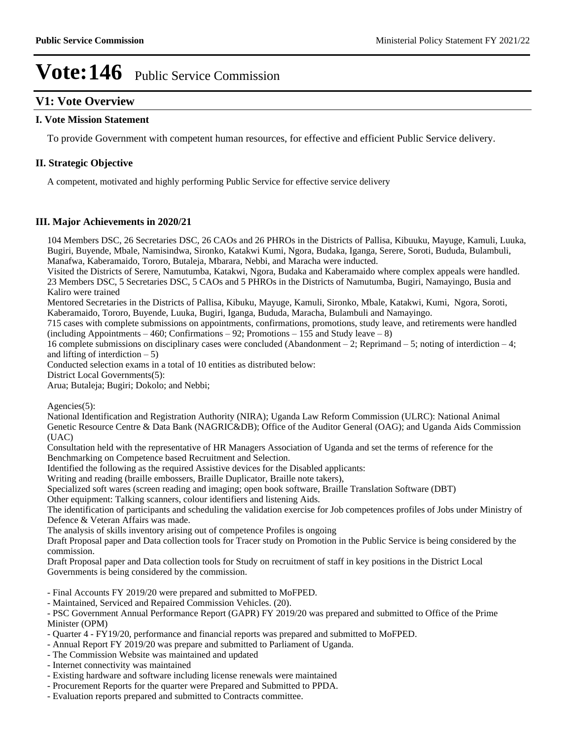# Vote:146 Public Service Commission

## V1: Vote Overview

### I. Vote Mission Statement

To provide Government with competent human resources, for effective and efficient Public Service delivery.

### II. Strategic Objective

A competent, motivated and highly performing Public Service for effective service delivery

### III. Major Achievements in 2020/21

104 Members DSC, 26 Secretaries DSC, 26 CAOs and 26 PHROs in the Districts of Pallisa, Kibuuku, Mayuge, Kamuli, Luuka, Bugiri, Buyende, Mbale, Namisindwa, Sironko, Katakwi Kumi, Ngora, Budaka, Iganga, Serere, Soroti, Bududa, Bulambuli, Manafwa, Kaberamaido, Tororo, Butaleja, Mbarara, Nebbi, and Maracha were inducted.

Visited the Districts of Serere, Namutumba, Katakwi, Ngora, Budaka and Kaberamaido where complex appeals were handled.

23 Members DSC, 5 Secretaries DSC, 5 CAOs and 5 PHROs in the Districts of Namutumba, Bugiri, Namayingo, Busia and Kaliro were trained

Mentored Secretaries in the Districts of Pallisa, Kibuku, Mayuge, Kamuli, Sironko, Mbale, Katakwi, Kumi, Ngora, Soroti, Kaberamaido, Tororo, Buyende, Luuka, Bugiri, Iganga, Bududa, Maracha, Bulambuli and Namayingo.

715 cases with complete submissions on appointments, confirmations, promotions, study leave, and retirements were handled (including Appointments – 460; Confirmations – 92; Promotions – 155 and Study leave – 8)

16 complete submissions on disciplinary cases were concluded (Abandonment – 2; Reprimand – 5; noting of interdiction – 4; and lifting of interdiction – 5)

Conducted selection exams in a total of 10 entities as distributed below:

District Local Governments(5):

Arua; Butaleja; Bugiri; Dokolo; and Nebbi;

Agencies(5):

National Identification and Registration Authority (NIRA); Uganda Law Reform Commission (ULRC): National Animal Genetic Resource Centre & Data Bank (NAGRIC&DB); Office of the Auditor General (OAG); and Uganda Aids Commission (UAC)

Consultation held with the representative of HR Managers Association of Uganda and set the terms of reference for the Benchmarking on Competence based Recruitment and Selection.

Identified the following as the required Assistive devices for the Disabled applicants:

Writing and reading (braille embossers, Braille Duplicator, Braille note takers),

Specialized soft wares (screen reading and imaging; open book software, Braille Translation Software (DBT)

Other equipment: Talking scanners, colour identifiers and listening Aids.

The identification of participants and scheduling the validation exercise for Job competences profiles of Jobs under Ministry of Defence & Veteran Affairs was made.

The analysis of skills inventory arising out of competence Profiles is ongoing

Draft Proposal paper and Data collection tools for Tracer study on Promotion in the Public Service is being considered by the commission.

Draft Proposal paper and Data collection tools for Study on recruitment of staff in key positions in the District Local Governments is being considered by the commission.

- Final Accounts FY 2019/20 were prepared and submitted to MoFPED.
- Maintained, Serviced and Repaired Commission Vehicles. (20).
- PSC Government Annual Performance Report (GAPR) FY 2019/20 was prepared and submitted to Office of the Prime Minister (OPM)
- Quarter 4 - FY19/20, performance and financial reports was prepared and submitted to MoFPED.
- Annual Report FY 2019/20 was prepare and submitted to Parliament of Uganda.
- The Commission Website was maintained and updated
- Internet connectivity was maintained
- Existing hardware and software including license renewals were maintained
- Procurement Reports for the quarter were Prepared and Submitted to PPDA.
- Evaluation reports prepared and submitted to Contracts committee.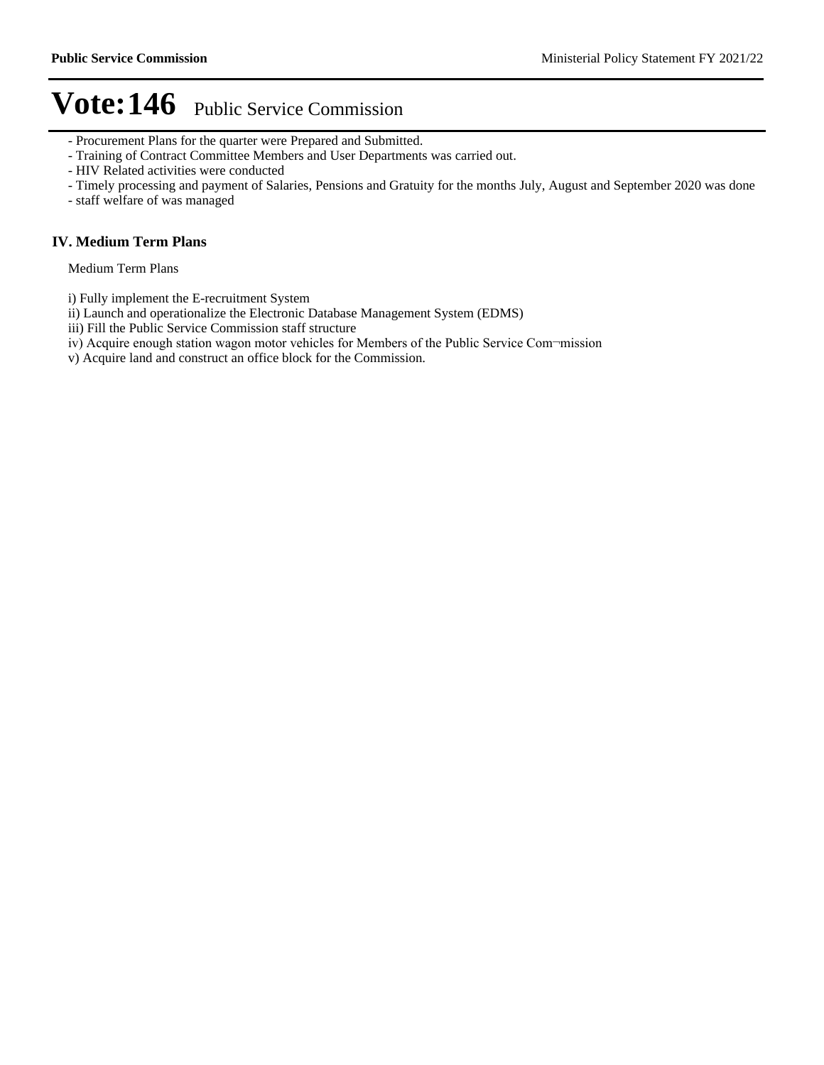# Vote:146 Public Service Commission

- Procurement Plans for the quarter were Prepared and Submitted.
- Training of Contract Committee Members and User Departments was carried out.
- HIV Related activities were conducted
- Timely processing and payment of Salaries, Pensions and Gratuity for the months July, August and September 2020 was done
- staff welfare of was managed

## IV. Medium Term Plans

Medium Term Plans

i) Fully implement the E-recruitment System
ii) Launch and operationalize the Electronic Database Management System (EDMS)
iii) Fill the Public Service Commission staff structure
iv) Acquire enough station wagon motor vehicles for Members of the Public Service Com¬mission
v) Acquire land and construct an office block for the Commission.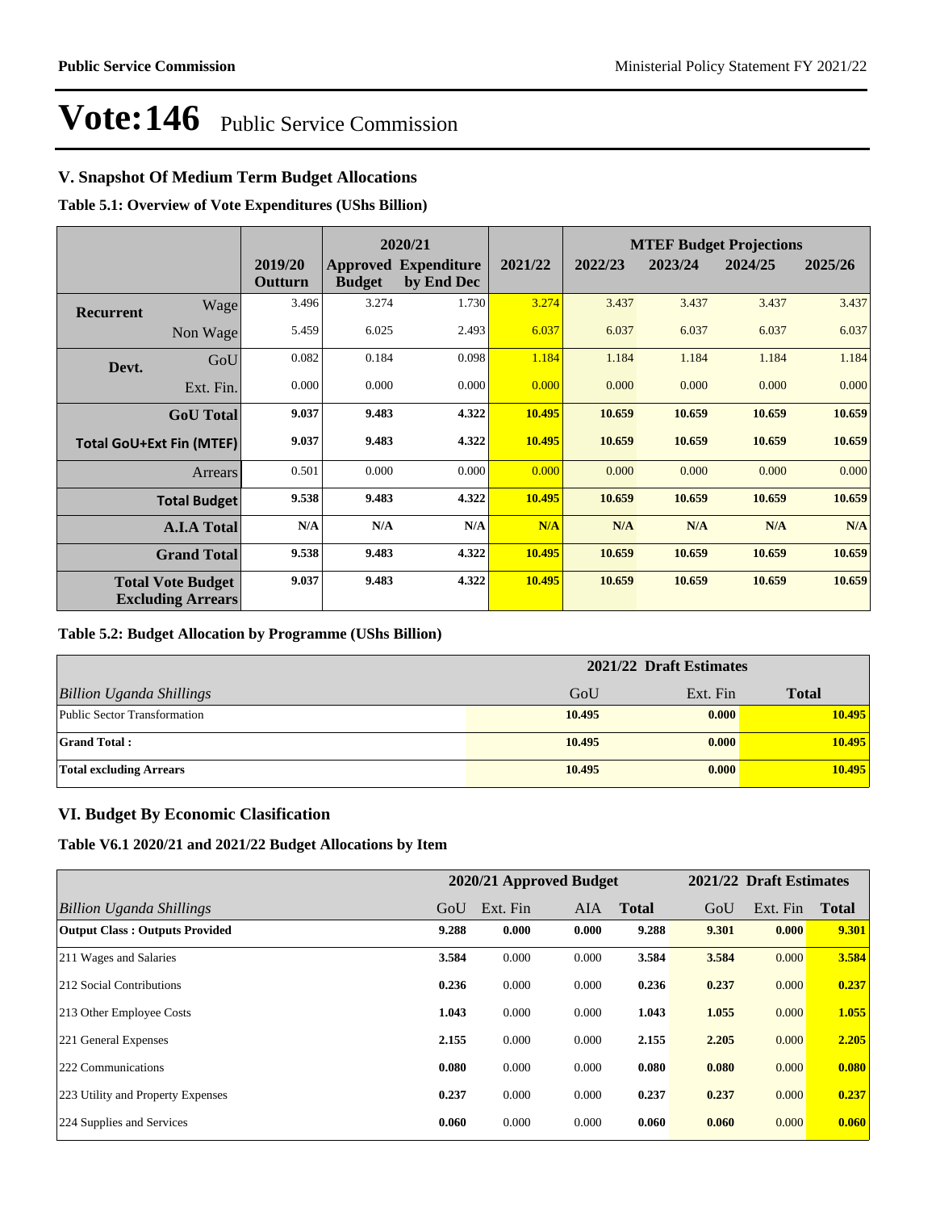# Vote:146 Public Service Commission

## V. Snapshot Of Medium Term Budget Allocations

**Table 5.1: Overview of Vote Expenditures (UShs Billion)**

| | | 2019/20 Outturn | 2020/21 Approved Budget | 2020/21 Expenditure by End Dec | 2021/22 | 2022/23 | 2023/24 | 2024/25 | 2025/26 |
|---|---|---|---|---|---|---|---|---|---|
| | | | | | | **MTEF Budget Projections** | | | |
| **Recurrent** | Wage | 3.496 | 3.274 | 1.730 | 3.274 | 3.437 | 3.437 | 3.437 | 3.437 |
| | Non Wage | 5.459 | 6.025 | 2.493 | 6.037 | 6.037 | 6.037 | 6.037 | 6.037 |
| **Devt.** | GoU | 0.082 | 0.184 | 0.098 | 1.184 | 1.184 | 1.184 | 1.184 | 1.184 |
| | Ext. Fin. | 0.000 | 0.000 | 0.000 | 0.000 | 0.000 | 0.000 | 0.000 | 0.000 |
| | **GoU Total** | **9.037** | **9.483** | **4.322** | **10.495** | **10.659** | **10.659** | **10.659** | **10.659** |
| | **Total GoU+Ext Fin (MTEF)** | **9.037** | **9.483** | **4.322** | **10.495** | **10.659** | **10.659** | **10.659** | **10.659** |
| | Arrears | 0.501 | 0.000 | 0.000 | 0.000 | 0.000 | 0.000 | 0.000 | 0.000 |
| | **Total Budget** | **9.538** | **9.483** | **4.322** | **10.495** | **10.659** | **10.659** | **10.659** | **10.659** |
| | **A.I.A Total** | **N/A** | **N/A** | **N/A** | **N/A** | **N/A** | **N/A** | **N/A** | **N/A** |
| | **Grand Total** | **9.538** | **9.483** | **4.322** | **10.495** | **10.659** | **10.659** | **10.659** | **10.659** |
| | **Total Vote Budget Excluding Arrears** | **9.037** | **9.483** | **4.322** | **10.495** | **10.659** | **10.659** | **10.659** | **10.659** |

**Table 5.2: Budget Allocation by Programme (UShs Billion)**

| | 2021/22 Draft Estimates | | |
|---|---|---|---|
| *Billion Uganda Shillings* | GoU | Ext. Fin | **Total** |
| Public Sector Transformation | **10.495** | **0.000** | **10.495** |
| **Grand Total :** | **10.495** | **0.000** | **10.495** |
| **Total excluding Arrears** | **10.495** | **0.000** | **10.495** |

## VI. Budget By Economic Clasification

**Table V6.1 2020/21 and 2021/22 Budget Allocations by Item**

| | 2020/21 Approved Budget | | | | 2021/22 Draft Estimates | | |
|---|---|---|---|---|---|---|---|
| *Billion Uganda Shillings* | GoU | Ext. Fin | AIA | **Total** | GoU | Ext. Fin | **Total** |
| **Output Class : Outputs Provided** | **9.288** | **0.000** | **0.000** | **9.288** | **9.301** | **0.000** | **9.301** |
| 211 Wages and Salaries | **3.584** | 0.000 | 0.000 | **3.584** | **3.584** | 0.000 | **3.584** |
| 212 Social Contributions | **0.236** | 0.000 | 0.000 | **0.236** | **0.237** | 0.000 | **0.237** |
| 213 Other Employee Costs | **1.043** | 0.000 | 0.000 | **1.043** | **1.055** | 0.000 | **1.055** |
| 221 General Expenses | **2.155** | 0.000 | 0.000 | **2.155** | **2.205** | 0.000 | **2.205** |
| 222 Communications | **0.080** | 0.000 | 0.000 | **0.080** | **0.080** | 0.000 | **0.080** |
| 223 Utility and Property Expenses | **0.237** | 0.000 | 0.000 | **0.237** | **0.237** | 0.000 | **0.237** |
| 224 Supplies and Services | **0.060** | 0.000 | 0.000 | **0.060** | **0.060** | 0.000 | **0.060** |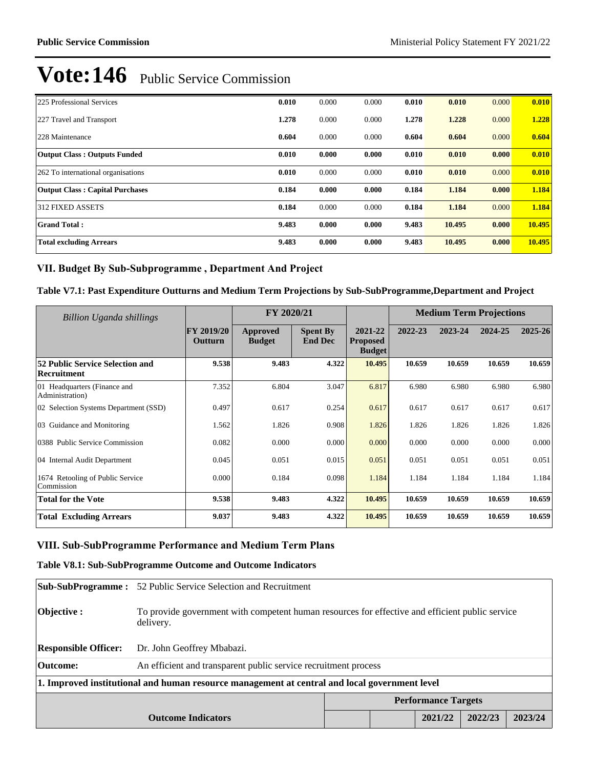# Vote:146 Public Service Commission

| | | | | | | | |
|---|---|---|---|---|---|---|---|
| 225 Professional Services | **0.010** | 0.000 | 0.000 | **0.010** | **0.010** | 0.000 | **0.010** |
| 227 Travel and Transport | **1.278** | 0.000 | 0.000 | **1.278** | **1.228** | 0.000 | **1.228** |
| 228 Maintenance | **0.604** | 0.000 | 0.000 | **0.604** | **0.604** | 0.000 | **0.604** |
| **Output Class : Outputs Funded** | **0.010** | **0.000** | **0.000** | **0.010** | **0.010** | **0.000** | **0.010** |
| 262 To international organisations | **0.010** | 0.000 | 0.000 | **0.010** | **0.010** | 0.000 | **0.010** |
| **Output Class : Capital Purchases** | **0.184** | **0.000** | **0.000** | **0.184** | **1.184** | **0.000** | **1.184** |
| 312 FIXED ASSETS | **0.184** | 0.000 | 0.000 | **0.184** | **1.184** | 0.000 | **1.184** |
| **Grand Total :** | **9.483** | **0.000** | **0.000** | **9.483** | **10.495** | **0.000** | **10.495** |
| **Total excluding Arrears** | **9.483** | **0.000** | **0.000** | **9.483** | **10.495** | **0.000** | **10.495** |

## VII. Budget By Sub-Subprogramme , Department And Project

### Table V7.1: Past Expenditure Outturns and Medium Term Projections by Sub-SubProgramme,Department and Project

| *Billion Uganda shillings* | | FY 2020/21 | | | Medium Term Projections | | | |
|---|---|---|---|---|---|---|---|---|
| | **FY 2019/20 Outturn** | **Approved Budget** | **Spent By End Dec** | **2021-22 Proposed Budget** | **2022-23** | **2023-24** | **2024-25** | **2025-26** |
| **52 Public Service Selection and Recruitment** | **9.538** | **9.483** | **4.322** | **10.495** | **10.659** | **10.659** | **10.659** | **10.659** |
| 01 Headquarters (Finance and Administration) | 7.352 | 6.804 | 3.047 | 6.817 | 6.980 | 6.980 | 6.980 | 6.980 |
| 02 Selection Systems Department (SSD) | 0.497 | 0.617 | 0.254 | 0.617 | 0.617 | 0.617 | 0.617 | 0.617 |
| 03 Guidance and Monitoring | 1.562 | 1.826 | 0.908 | 1.826 | 1.826 | 1.826 | 1.826 | 1.826 |
| 0388 Public Service Commission | 0.082 | 0.000 | 0.000 | 0.000 | 0.000 | 0.000 | 0.000 | 0.000 |
| 04 Internal Audit Department | 0.045 | 0.051 | 0.015 | 0.051 | 0.051 | 0.051 | 0.051 | 0.051 |
| 1674 Retooling of Public Service Commission | 0.000 | 0.184 | 0.098 | 1.184 | 1.184 | 1.184 | 1.184 | 1.184 |
| **Total for the Vote** | **9.538** | **9.483** | **4.322** | **10.495** | **10.659** | **10.659** | **10.659** | **10.659** |
| **Total Excluding Arrears** | **9.037** | **9.483** | **4.322** | **10.495** | **10.659** | **10.659** | **10.659** | **10.659** |

## VIII. Sub-SubProgramme Performance and Medium Term Plans

### Table V8.1: Sub-SubProgramme Outcome and Outcome Indicators

| | |
|---|---|
| **Sub-SubProgramme :** | 52 Public Service Selection and Recruitment |
| **Objective :** | To provide government with competent human resources for effective and efficient public service delivery. |
| **Responsible Officer:** | Dr. John Geoffrey Mbabazi. |
| **Outcome:** | An efficient and transparent public service recruitment process |

**1. Improved institutional and human resource management at central and local government level**

| | | | Performance Targets | | |
|---|---|---|---|---|---|
| **Outcome Indicators** | | | **2021/22** | **2022/23** | **2023/24** |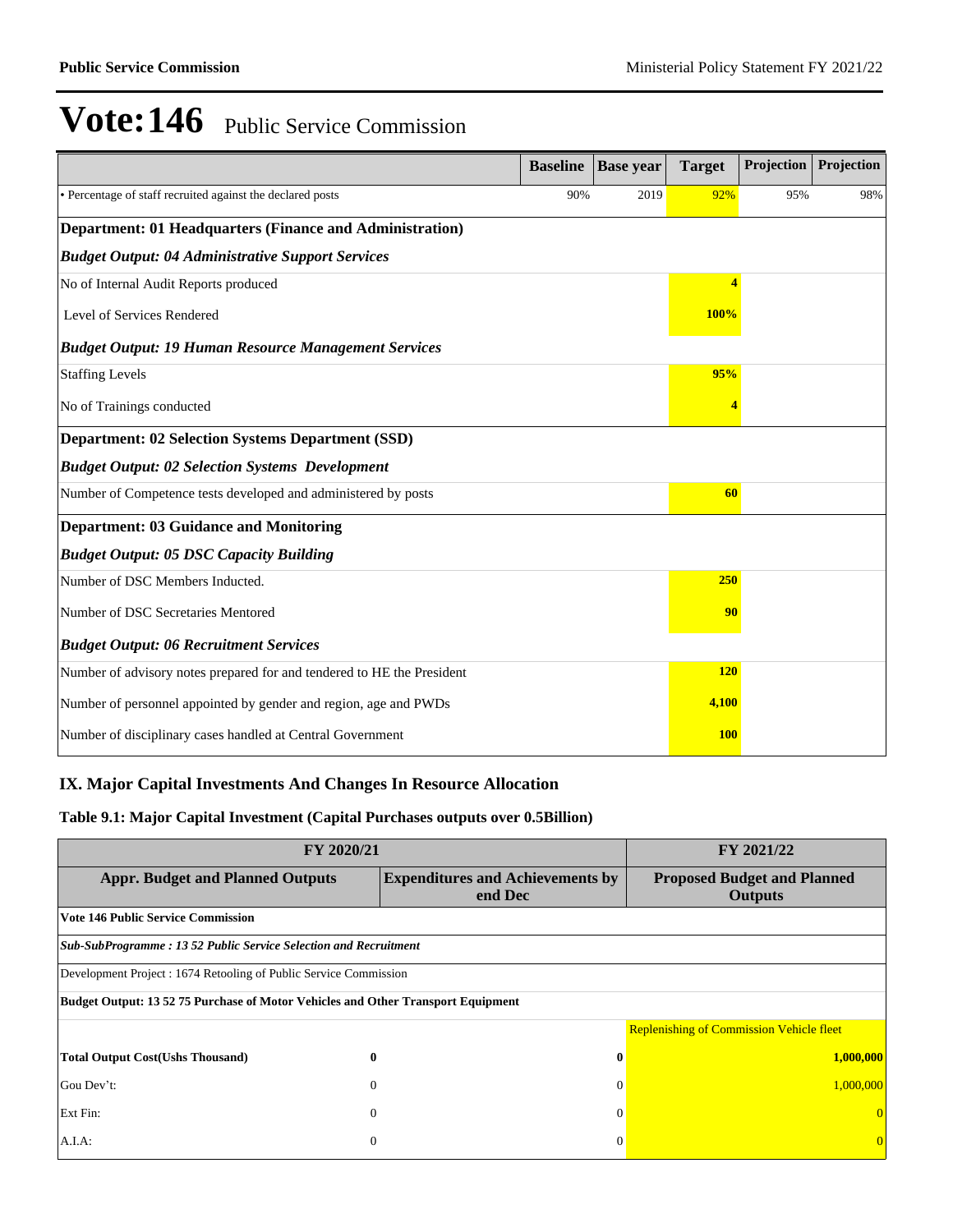# Vote:146 Public Service Commission

| | Baseline | Base year | Target | Projection | Projection |
|---|---|---|---|---|---|
| • Percentage of staff recruited against the declared posts | 90% | 2019 | 92% | 95% | 98% |
| **Department: 01 Headquarters (Finance and Administration)** | | | | | |
| ***Budget Output: 04 Administrative Support Services*** | | | | | |
| No of Internal Audit Reports produced | | | 4 | | |
| Level of Services Rendered | | | 100% | | |
| ***Budget Output: 19 Human Resource Management Services*** | | | | | |
| Staffing Levels | | | 95% | | |
| No of Trainings conducted | | | 4 | | |
| **Department: 02 Selection Systems Department (SSD)** | | | | | |
| ***Budget Output: 02 Selection Systems Development*** | | | | | |
| Number of Competence tests developed and administered by posts | | | 60 | | |
| **Department: 03 Guidance and Monitoring** | | | | | |
| ***Budget Output: 05 DSC Capacity Building*** | | | | | |
| Number of DSC Members Inducted. | | | 250 | | |
| Number of DSC Secretaries Mentored | | | 90 | | |
| ***Budget Output: 06 Recruitment Services*** | | | | | |
| Number of advisory notes prepared for and tendered to HE the President | | | 120 | | |
| Number of personnel appointed by gender and region, age and PWDs | | | 4,100 | | |
| Number of disciplinary cases handled at Central Government | | | 100 | | |

## IX. Major Capital Investments And Changes In Resource Allocation

### Table 9.1: Major Capital Investment (Capital Purchases outputs over 0.5Billion)

| FY 2020/21 | | | FY 2021/22 |
|---|---|---|---|
| **Appr. Budget and Planned Outputs** | | **Expenditures and Achievements by end Dec** | **Proposed Budget and Planned Outputs** |
| **Vote 146 Public Service Commission** | | | |
| ***Sub-SubProgramme : 13 52 Public Service Selection and Recruitment*** | | | |
| Development Project : 1674 Retooling of Public Service Commission | | | |
| **Budget Output: 13 52 75 Purchase of Motor Vehicles and Other Transport Equipment** | | | |
| | | | Replenishing of Commission Vehicle fleet |
| **Total Output Cost(Ushs Thousand)** | **0** | **0** | **1,000,000** |
| Gou Dev't: | 0 | 0 | 1,000,000 |
| Ext Fin: | 0 | 0 | 0 |
| A.I.A: | 0 | 0 | 0 |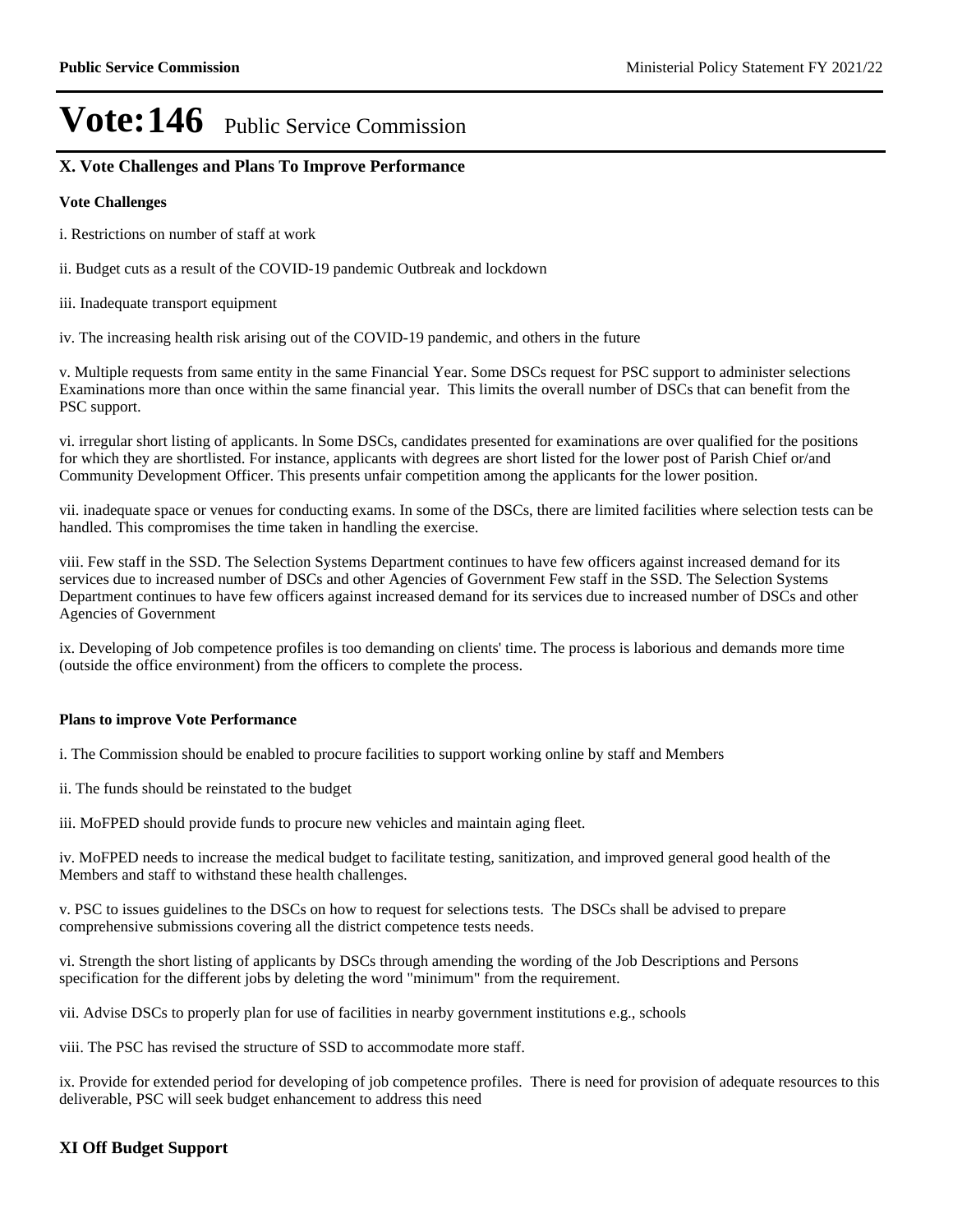# Vote:146 Public Service Commission

## X. Vote Challenges and Plans To Improve Performance

**Vote Challenges**

i. Restrictions on number of staff at work

ii. Budget cuts as a result of the COVID-19 pandemic Outbreak and lockdown

iii. Inadequate transport equipment

iv. The increasing health risk arising out of the COVID-19 pandemic, and others in the future

v. Multiple requests from same entity in the same Financial Year. Some DSCs request for PSC support to administer selections Examinations more than once within the same financial year. This limits the overall number of DSCs that can benefit from the PSC support.

vi. irregular short listing of applicants. ln Some DSCs, candidates presented for examinations are over qualified for the positions for which they are shortlisted. For instance, applicants with degrees are short listed for the lower post of Parish Chief or/and Community Development Officer. This presents unfair competition among the applicants for the lower position.

vii. inadequate space or venues for conducting exams. In some of the DSCs, there are limited facilities where selection tests can be handled. This compromises the time taken in handling the exercise.

viii. Few staff in the SSD. The Selection Systems Department continues to have few officers against increased demand for its services due to increased number of DSCs and other Agencies of Government Few staff in the SSD. The Selection Systems Department continues to have few officers against increased demand for its services due to increased number of DSCs and other Agencies of Government

ix. Developing of Job competence profiles is too demanding on clients' time. The process is laborious and demands more time (outside the office environment) from the officers to complete the process.

**Plans to improve Vote Performance**

i. The Commission should be enabled to procure facilities to support working online by staff and Members

ii. The funds should be reinstated to the budget

iii. MoFPED should provide funds to procure new vehicles and maintain aging fleet.

iv. MoFPED needs to increase the medical budget to facilitate testing, sanitization, and improved general good health of the Members and staff to withstand these health challenges.

v. PSC to issues guidelines to the DSCs on how to request for selections tests. The DSCs shall be advised to prepare comprehensive submissions covering all the district competence tests needs.

vi. Strength the short listing of applicants by DSCs through amending the wording of the Job Descriptions and Persons specification for the different jobs by deleting the word "minimum" from the requirement.

vii. Advise DSCs to properly plan for use of facilities in nearby government institutions e.g., schools

viii. The PSC has revised the structure of SSD to accommodate more staff.

ix. Provide for extended period for developing of job competence profiles. There is need for provision of adequate resources to this deliverable, PSC will seek budget enhancement to address this need

## XI Off Budget Support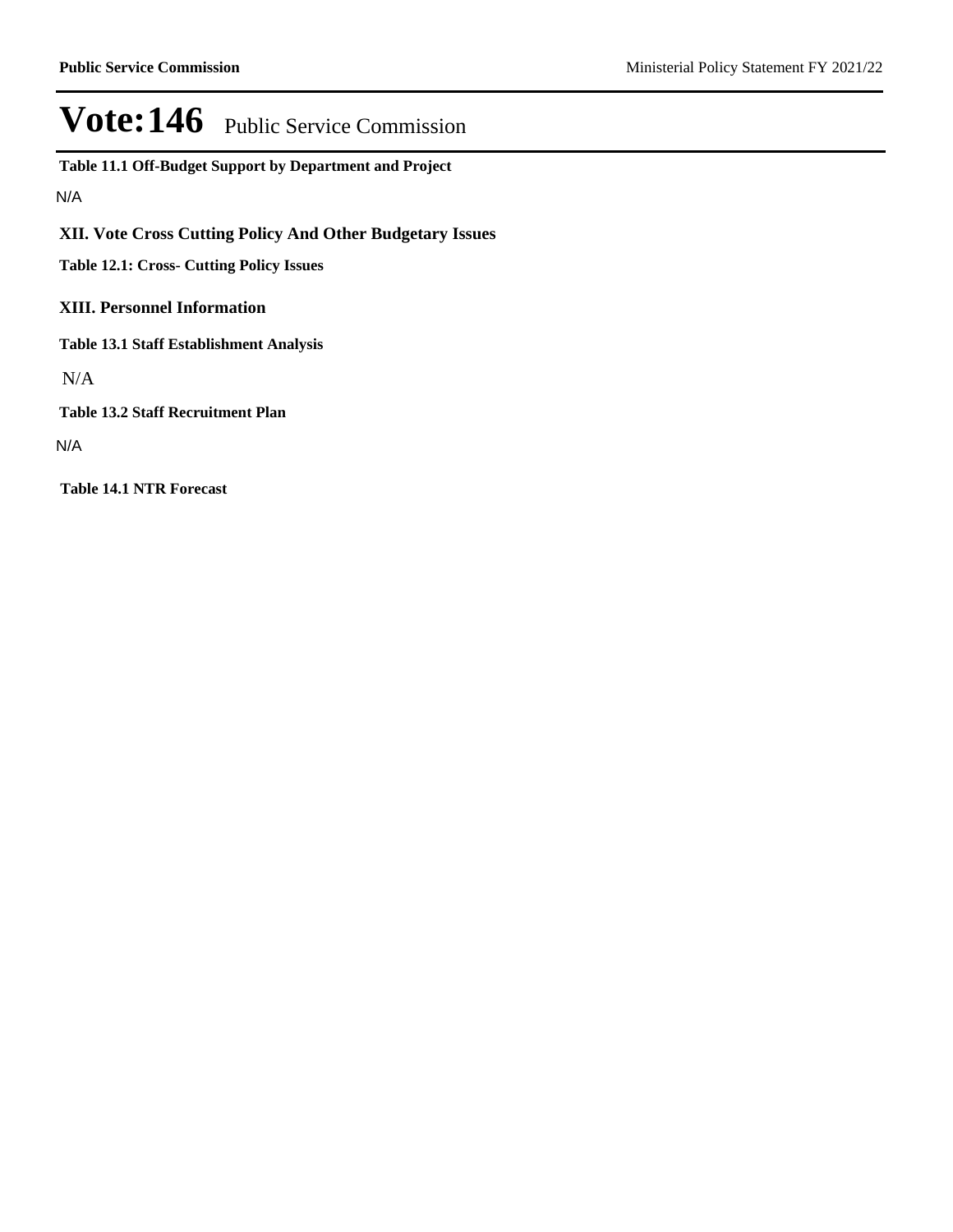# Vote:146 Public Service Commission

**Table 11.1 Off-Budget Support by Department and Project**

N/A

## XII. Vote Cross Cutting Policy And Other Budgetary Issues

**Table 12.1: Cross- Cutting Policy Issues**

## XIII. Personnel Information

**Table 13.1 Staff Establishment Analysis**

N/A

**Table 13.2 Staff Recruitment Plan**

N/A

**Table 14.1 NTR Forecast**